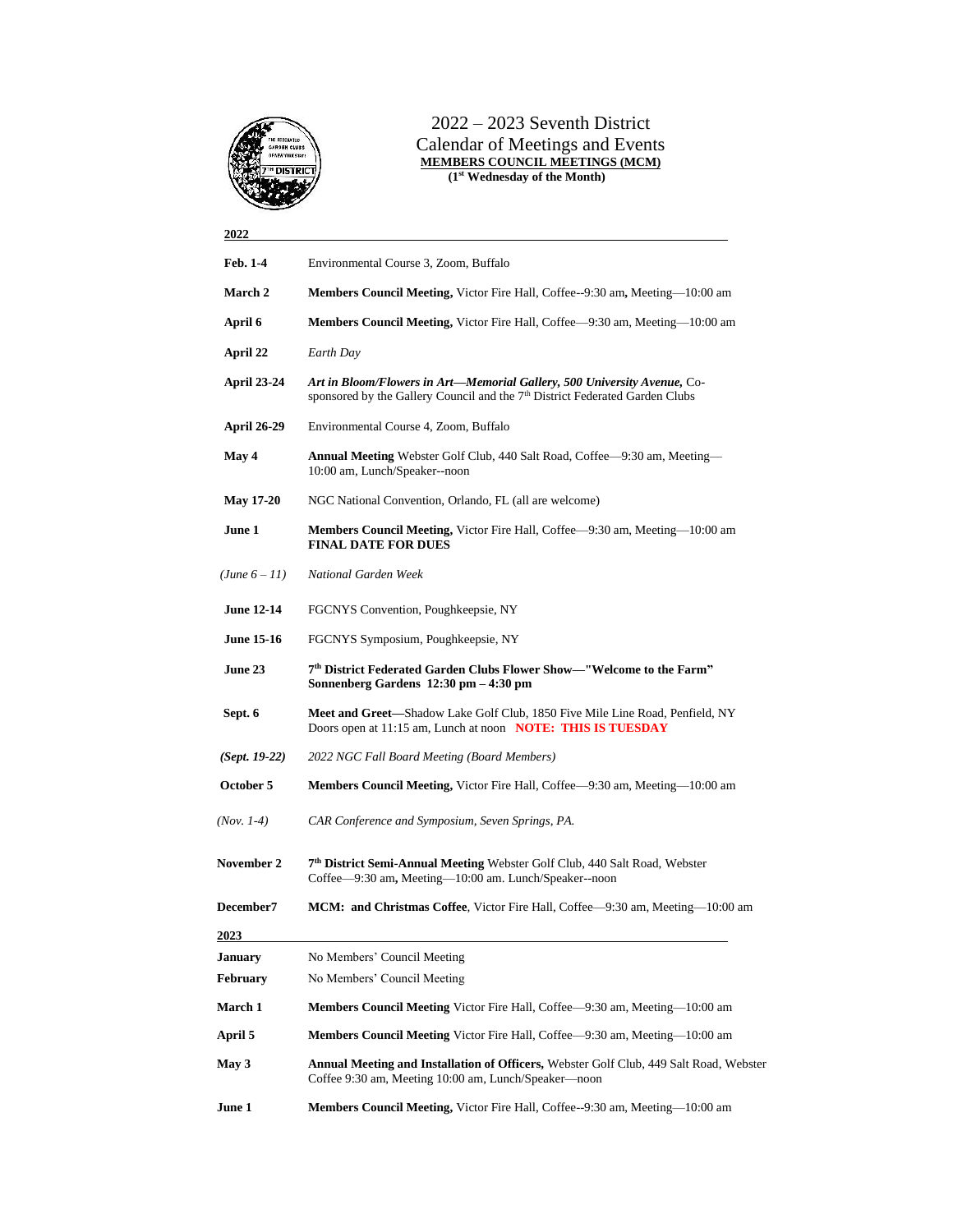# 2022 – 2023 Seventh District
## Calendar of Meetings and Events

**MEMBERS COUNCIL MEETINGS (MCM)**
**(1st Wednesday of the Month)**

**2022**

| | |
|---|---|
| **Feb. 1-4** | Environmental Course 3, Zoom, Buffalo |
| **March 2** | **Members Council Meeting,** Victor Fire Hall, Coffee--9:30 am**,** Meeting—10:00 am |
| **April 6** | **Members Council Meeting,** Victor Fire Hall, Coffee—9:30 am, Meeting—10:00 am |
| **April 22** | *Earth Day* |
| **April 23-24** | ***Art in Bloom/Flowers in Art—Memorial Gallery, 500 University Avenue,*** Co-sponsored by the Gallery Council and the 7th District Federated Garden Clubs |
| **April 26-29** | Environmental Course 4, Zoom, Buffalo |
| **May 4** | **Annual Meeting** Webster Golf Club, 440 Salt Road, Coffee—9:30 am, Meeting—10:00 am, Lunch/Speaker--noon |
| **May 17-20** | NGC National Convention, Orlando, FL (all are welcome) |
| **June 1** | **Members Council Meeting,** Victor Fire Hall, Coffee—9:30 am, Meeting—10:00 am **FINAL DATE FOR DUES** |
| *(June 6 – 11)* | *National Garden Week* |
| **June 12-14** | FGCNYS Convention, Poughkeepsie, NY |
| **June 15-16** | FGCNYS Symposium, Poughkeepsie, NY |
| **June 23** | **7th District Federated Garden Clubs Flower Show—"Welcome to the Farm" Sonnenberg Gardens 12:30 pm – 4:30 pm** |
| **Sept. 6** | **Meet and Greet—**Shadow Lake Golf Club, 1850 Five Mile Line Road, Penfield, NY Doors open at 11:15 am, Lunch at noon **NOTE: THIS IS TUESDAY** |
| ***(Sept. 19-22)*** | *2022 NGC Fall Board Meeting (Board Members)* |
| **October 5** | **Members Council Meeting,** Victor Fire Hall, Coffee—9:30 am, Meeting—10:00 am |
| *(Nov. 1-4)* | *CAR Conference and Symposium, Seven Springs, PA.* |
| **November 2** | **7th District Semi-Annual Meeting** Webster Golf Club, 440 Salt Road, Webster Coffee—9:30 am**,** Meeting—10:00 am. Lunch/Speaker--noon |
| **December7** | **MCM: and Christmas Coffee**, Victor Fire Hall, Coffee—9:30 am, Meeting—10:00 am |

**2023**

| | |
|---|---|
| **January** | No Members' Council Meeting |
| **February** | No Members' Council Meeting |
| **March 1** | **Members Council Meeting** Victor Fire Hall, Coffee—9:30 am, Meeting—10:00 am |
| **April 5** | **Members Council Meeting** Victor Fire Hall, Coffee—9:30 am, Meeting—10:00 am |
| **May 3** | **Annual Meeting and Installation of Officers,** Webster Golf Club, 449 Salt Road, Webster Coffee 9:30 am, Meeting 10:00 am, Lunch/Speaker—noon |
| **June 1** | **Members Council Meeting,** Victor Fire Hall, Coffee--9:30 am, Meeting—10:00 am |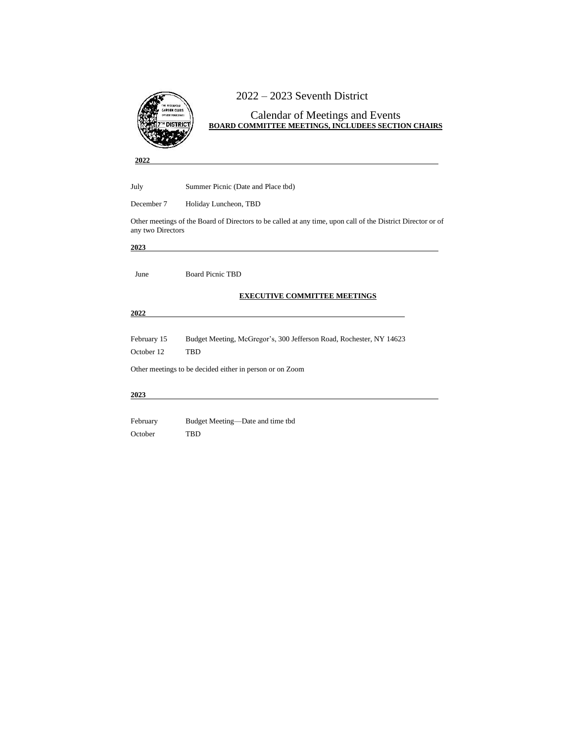# 2022 – 2023 Seventh District

## Calendar of Meetings and Events

**BOARD COMMITTEE MEETINGS, INCLUDEES SECTION CHAIRS**

**2022**

| | |
|---|---|
| July | Summer Picnic (Date and Place tbd) |
| December 7 | Holiday Luncheon, TBD |

Other meetings of the Board of Directors to be called at any time, upon call of the District Director or of any two Directors

**2023**

| | |
|---|---|
| June | Board Picnic TBD |

**EXECUTIVE COMMITTEE MEETINGS**

**2022**

| | |
|---|---|
| February 15 | Budget Meeting, McGregor's, 300 Jefferson Road, Rochester, NY 14623 |
| October 12 | TBD |

Other meetings to be decided either in person or on Zoom

**2023**

| | |
|---|---|
| February | Budget Meeting—Date and time tbd |
| October | TBD |